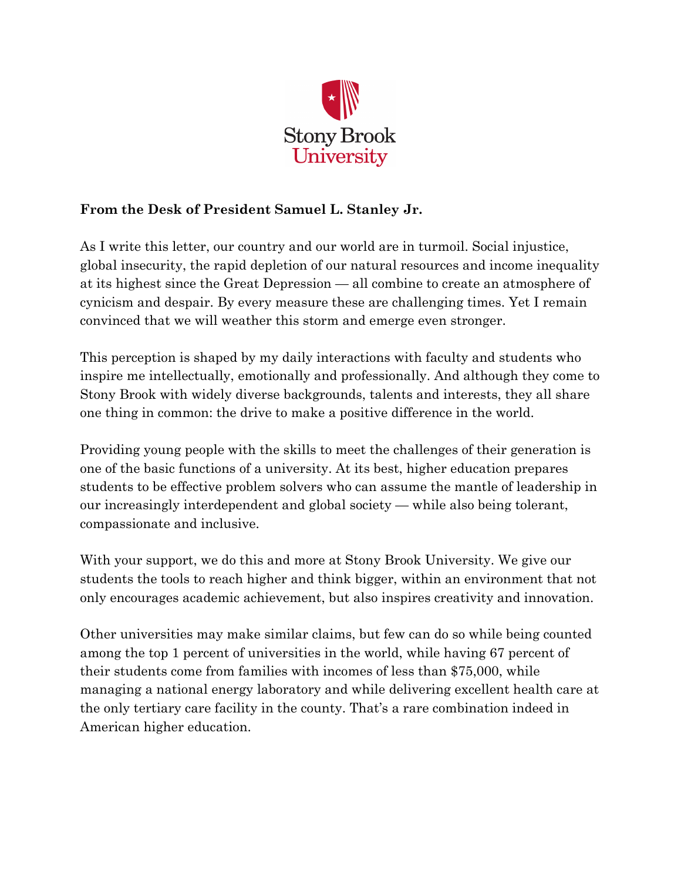Stony Brook University

**From the Desk of President Samuel L. Stanley Jr.**

As I write this letter, our country and our world are in turmoil. Social injustice, global insecurity, the rapid depletion of our natural resources and income inequality at its highest since the Great Depression — all combine to create an atmosphere of cynicism and despair. By every measure these are challenging times. Yet I remain convinced that we will weather this storm and emerge even stronger.

This perception is shaped by my daily interactions with faculty and students who inspire me intellectually, emotionally and professionally. And although they come to Stony Brook with widely diverse backgrounds, talents and interests, they all share one thing in common: the drive to make a positive difference in the world.

Providing young people with the skills to meet the challenges of their generation is one of the basic functions of a university. At its best, higher education prepares students to be effective problem solvers who can assume the mantle of leadership in our increasingly interdependent and global society — while also being tolerant, compassionate and inclusive.

With your support, we do this and more at Stony Brook University. We give our students the tools to reach higher and think bigger, within an environment that not only encourages academic achievement, but also inspires creativity and innovation.

Other universities may make similar claims, but few can do so while being counted among the top 1 percent of universities in the world, while having 67 percent of their students come from families with incomes of less than $75,000, while managing a national energy laboratory and while delivering excellent health care at the only tertiary care facility in the county. That's a rare combination indeed in American higher education.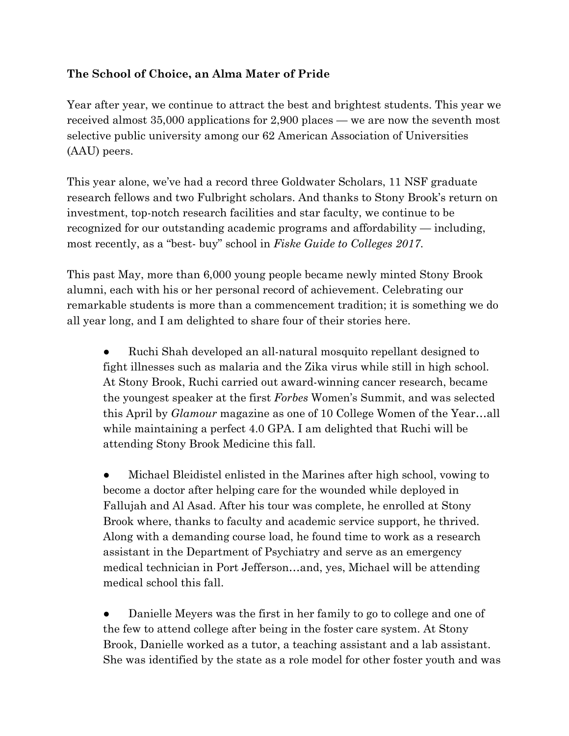**The School of Choice, an Alma Mater of Pride**

Year after year, we continue to attract the best and brightest students. This year we received almost 35,000 applications for 2,900 places — we are now the seventh most selective public university among our 62 American Association of Universities (AAU) peers.

This year alone, we've had a record three Goldwater Scholars, 11 NSF graduate research fellows and two Fulbright scholars. And thanks to Stony Brook's return on investment, top-notch research facilities and star faculty, we continue to be recognized for our outstanding academic programs and affordability — including, most recently, as a "best- buy" school in *Fiske Guide to Colleges 2017*.

This past May, more than 6,000 young people became newly minted Stony Brook alumni, each with his or her personal record of achievement. Celebrating our remarkable students is more than a commencement tradition; it is something we do all year long, and I am delighted to share four of their stories here.

- Ruchi Shah developed an all-natural mosquito repellant designed to fight illnesses such as malaria and the Zika virus while still in high school. At Stony Brook, Ruchi carried out award-winning cancer research, became the youngest speaker at the first *Forbes* Women's Summit, and was selected this April by *Glamour* magazine as one of 10 College Women of the Year…all while maintaining a perfect 4.0 GPA. I am delighted that Ruchi will be attending Stony Brook Medicine this fall.

- Michael Bleidistel enlisted in the Marines after high school, vowing to become a doctor after helping care for the wounded while deployed in Fallujah and Al Asad. After his tour was complete, he enrolled at Stony Brook where, thanks to faculty and academic service support, he thrived. Along with a demanding course load, he found time to work as a research assistant in the Department of Psychiatry and serve as an emergency medical technician in Port Jefferson…and, yes, Michael will be attending medical school this fall.

- Danielle Meyers was the first in her family to go to college and one of the few to attend college after being in the foster care system. At Stony Brook, Danielle worked as a tutor, a teaching assistant and a lab assistant. She was identified by the state as a role model for other foster youth and was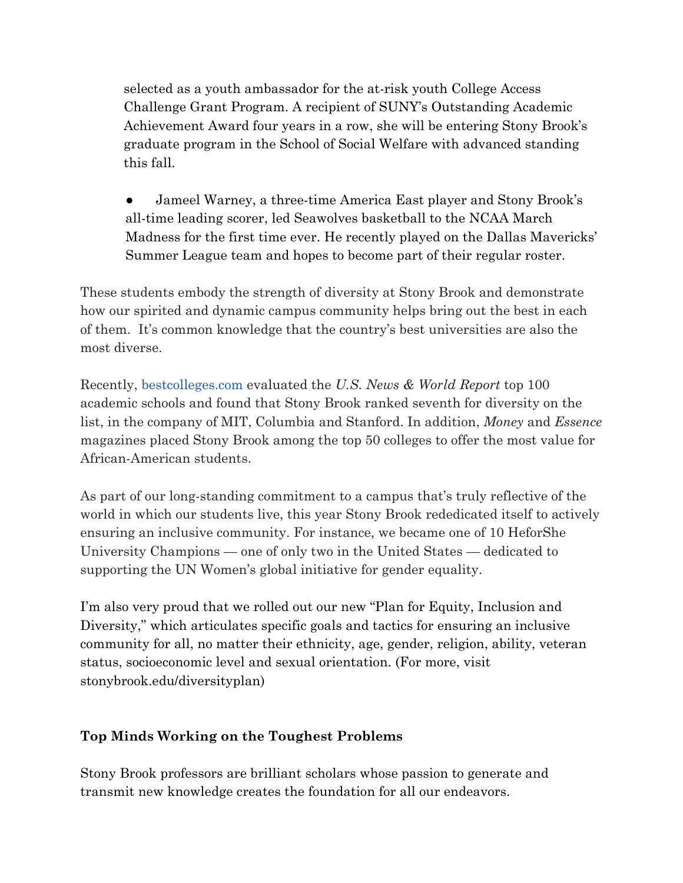selected as a youth ambassador for the at-risk youth College Access Challenge Grant Program. A recipient of SUNY's Outstanding Academic Achievement Award four years in a row, she will be entering Stony Brook's graduate program in the School of Social Welfare with advanced standing this fall.

- Jameel Warney, a three-time America East player and Stony Brook's all-time leading scorer, led Seawolves basketball to the NCAA March Madness for the first time ever. He recently played on the Dallas Mavericks' Summer League team and hopes to become part of their regular roster.

These students embody the strength of diversity at Stony Brook and demonstrate how our spirited and dynamic campus community helps bring out the best in each of them. It's common knowledge that the country's best universities are also the most diverse.

Recently, bestcolleges.com evaluated the *U.S. News & World Report* top 100 academic schools and found that Stony Brook ranked seventh for diversity on the list, in the company of MIT, Columbia and Stanford. In addition, *Money* and *Essence* magazines placed Stony Brook among the top 50 colleges to offer the most value for African-American students.

As part of our long-standing commitment to a campus that's truly reflective of the world in which our students live, this year Stony Brook rededicated itself to actively ensuring an inclusive community. For instance, we became one of 10 HeforShe University Champions — one of only two in the United States — dedicated to supporting the UN Women's global initiative for gender equality.

I'm also very proud that we rolled out our new "Plan for Equity, Inclusion and Diversity," which articulates specific goals and tactics for ensuring an inclusive community for all, no matter their ethnicity, age, gender, religion, ability, veteran status, socioeconomic level and sexual orientation. (For more, visit stonybrook.edu/diversityplan)

**Top Minds Working on the Toughest Problems**

Stony Brook professors are brilliant scholars whose passion to generate and transmit new knowledge creates the foundation for all our endeavors.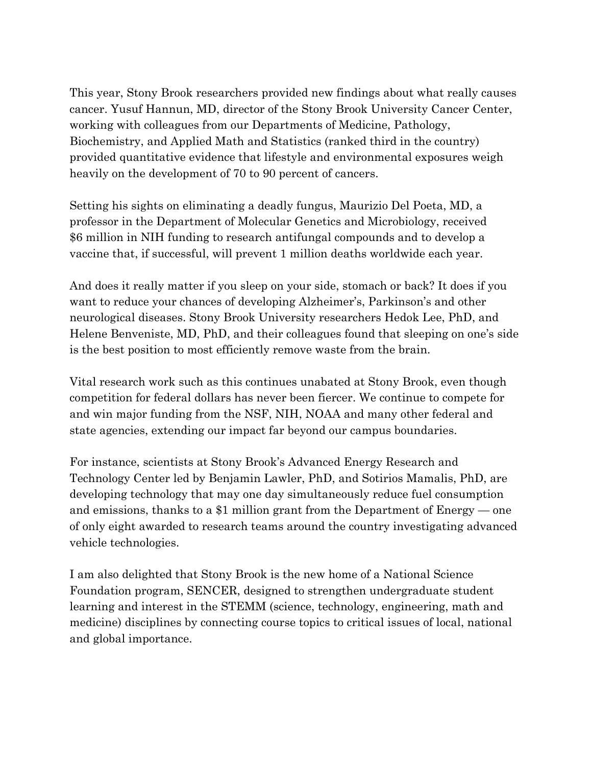This year, Stony Brook researchers provided new findings about what really causes cancer. Yusuf Hannun, MD, director of the Stony Brook University Cancer Center, working with colleagues from our Departments of Medicine, Pathology, Biochemistry, and Applied Math and Statistics (ranked third in the country) provided quantitative evidence that lifestyle and environmental exposures weigh heavily on the development of 70 to 90 percent of cancers.

Setting his sights on eliminating a deadly fungus, Maurizio Del Poeta, MD, a professor in the Department of Molecular Genetics and Microbiology, received $6 million in NIH funding to research antifungal compounds and to develop a vaccine that, if successful, will prevent 1 million deaths worldwide each year.

And does it really matter if you sleep on your side, stomach or back? It does if you want to reduce your chances of developing Alzheimer's, Parkinson's and other neurological diseases. Stony Brook University researchers Hedok Lee, PhD, and Helene Benveniste, MD, PhD, and their colleagues found that sleeping on one's side is the best position to most efficiently remove waste from the brain.

Vital research work such as this continues unabated at Stony Brook, even though competition for federal dollars has never been fiercer. We continue to compete for and win major funding from the NSF, NIH, NOAA and many other federal and state agencies, extending our impact far beyond our campus boundaries.

For instance, scientists at Stony Brook's Advanced Energy Research and Technology Center led by Benjamin Lawler, PhD, and Sotirios Mamalis, PhD, are developing technology that may one day simultaneously reduce fuel consumption and emissions, thanks to a $1 million grant from the Department of Energy — one of only eight awarded to research teams around the country investigating advanced vehicle technologies.

I am also delighted that Stony Brook is the new home of a National Science Foundation program, SENCER, designed to strengthen undergraduate student learning and interest in the STEMM (science, technology, engineering, math and medicine) disciplines by connecting course topics to critical issues of local, national and global importance.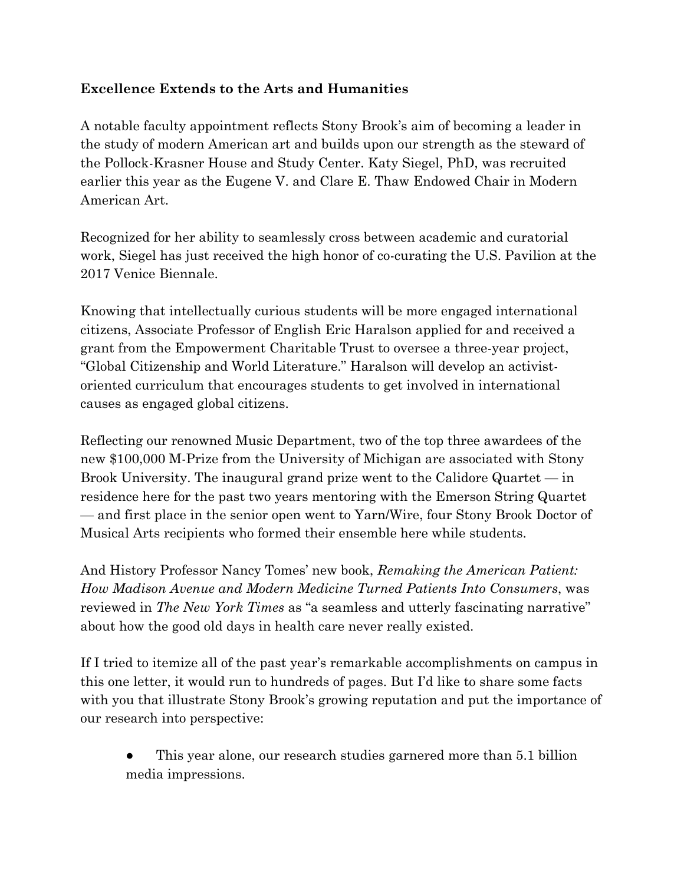**Excellence Extends to the Arts and Humanities**

A notable faculty appointment reflects Stony Brook's aim of becoming a leader in the study of modern American art and builds upon our strength as the steward of the Pollock-Krasner House and Study Center. Katy Siegel, PhD, was recruited earlier this year as the Eugene V. and Clare E. Thaw Endowed Chair in Modern American Art.

Recognized for her ability to seamlessly cross between academic and curatorial work, Siegel has just received the high honor of co-curating the U.S. Pavilion at the 2017 Venice Biennale.

Knowing that intellectually curious students will be more engaged international citizens, Associate Professor of English Eric Haralson applied for and received a grant from the Empowerment Charitable Trust to oversee a three-year project, "Global Citizenship and World Literature." Haralson will develop an activist-oriented curriculum that encourages students to get involved in international causes as engaged global citizens.

Reflecting our renowned Music Department, two of the top three awardees of the new $100,000 M-Prize from the University of Michigan are associated with Stony Brook University. The inaugural grand prize went to the Calidore Quartet — in residence here for the past two years mentoring with the Emerson String Quartet — and first place in the senior open went to Yarn/Wire, four Stony Brook Doctor of Musical Arts recipients who formed their ensemble here while students.

And History Professor Nancy Tomes' new book, *Remaking the American Patient: How Madison Avenue and Modern Medicine Turned Patients Into Consumers*, was reviewed in *The New York Times* as "a seamless and utterly fascinating narrative" about how the good old days in health care never really existed.

If I tried to itemize all of the past year's remarkable accomplishments on campus in this one letter, it would run to hundreds of pages. But I'd like to share some facts with you that illustrate Stony Brook's growing reputation and put the importance of our research into perspective:

- This year alone, our research studies garnered more than 5.1 billion media impressions.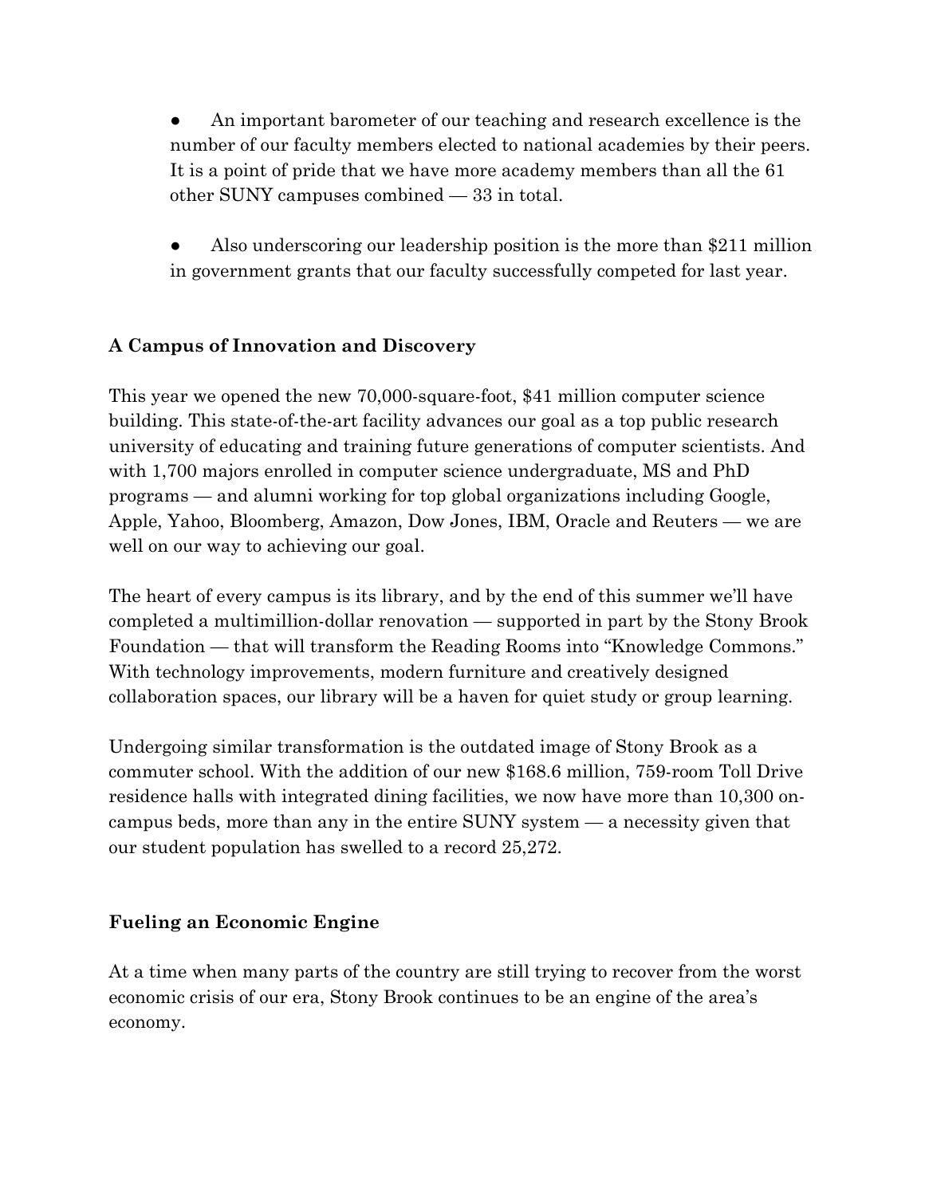- An important barometer of our teaching and research excellence is the number of our faculty members elected to national academies by their peers. It is a point of pride that we have more academy members than all the 61 other SUNY campuses combined — 33 in total.

- Also underscoring our leadership position is the more than $211 million in government grants that our faculty successfully competed for last year.

### A Campus of Innovation and Discovery

This year we opened the new 70,000-square-foot, $41 million computer science building. This state-of-the-art facility advances our goal as a top public research university of educating and training future generations of computer scientists. And with 1,700 majors enrolled in computer science undergraduate, MS and PhD programs — and alumni working for top global organizations including Google, Apple, Yahoo, Bloomberg, Amazon, Dow Jones, IBM, Oracle and Reuters — we are well on our way to achieving our goal.

The heart of every campus is its library, and by the end of this summer we'll have completed a multimillion-dollar renovation — supported in part by the Stony Brook Foundation — that will transform the Reading Rooms into "Knowledge Commons." With technology improvements, modern furniture and creatively designed collaboration spaces, our library will be a haven for quiet study or group learning.

Undergoing similar transformation is the outdated image of Stony Brook as a commuter school. With the addition of our new $168.6 million, 759-room Toll Drive residence halls with integrated dining facilities, we now have more than 10,300 on-campus beds, more than any in the entire SUNY system — a necessity given that our student population has swelled to a record 25,272.

### Fueling an Economic Engine

At a time when many parts of the country are still trying to recover from the worst economic crisis of our era, Stony Brook continues to be an engine of the area's economy.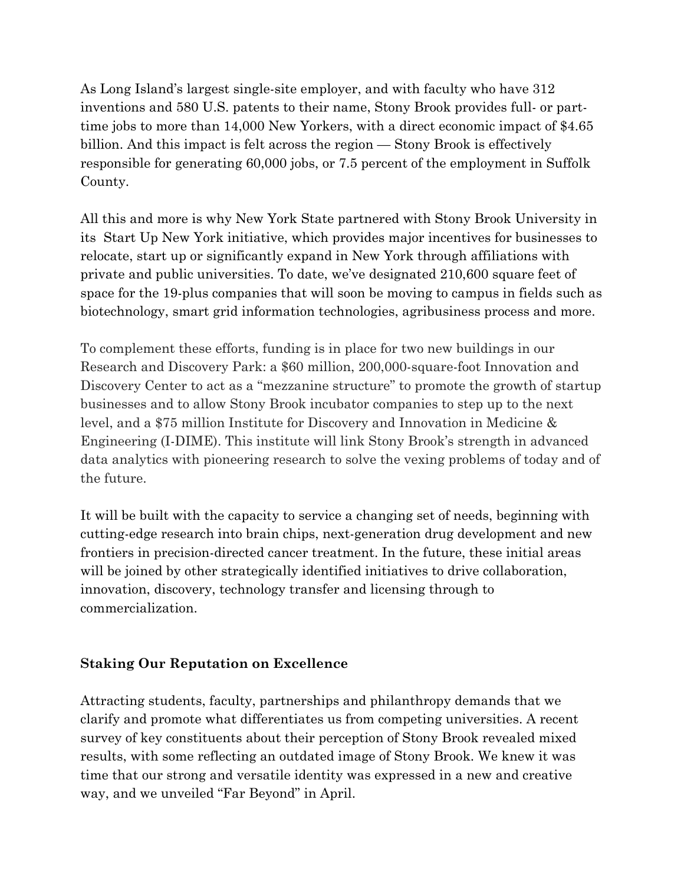As Long Island's largest single-site employer, and with faculty who have 312 inventions and 580 U.S. patents to their name, Stony Brook provides full- or part-time jobs to more than 14,000 New Yorkers, with a direct economic impact of $4.65 billion. And this impact is felt across the region — Stony Brook is effectively responsible for generating 60,000 jobs, or 7.5 percent of the employment in Suffolk County.

All this and more is why New York State partnered with Stony Brook University in its Start Up New York initiative, which provides major incentives for businesses to relocate, start up or significantly expand in New York through affiliations with private and public universities. To date, we've designated 210,600 square feet of space for the 19-plus companies that will soon be moving to campus in fields such as biotechnology, smart grid information technologies, agribusiness process and more.

To complement these efforts, funding is in place for two new buildings in our Research and Discovery Park: a $60 million, 200,000-square-foot Innovation and Discovery Center to act as a "mezzanine structure" to promote the growth of startup businesses and to allow Stony Brook incubator companies to step up to the next level, and a $75 million Institute for Discovery and Innovation in Medicine & Engineering (I-DIME). This institute will link Stony Brook's strength in advanced data analytics with pioneering research to solve the vexing problems of today and of the future.

It will be built with the capacity to service a changing set of needs, beginning with cutting-edge research into brain chips, next-generation drug development and new frontiers in precision-directed cancer treatment. In the future, these initial areas will be joined by other strategically identified initiatives to drive collaboration, innovation, discovery, technology transfer and licensing through to commercialization.

## Staking Our Reputation on Excellence

Attracting students, faculty, partnerships and philanthropy demands that we clarify and promote what differentiates us from competing universities. A recent survey of key constituents about their perception of Stony Brook revealed mixed results, with some reflecting an outdated image of Stony Brook. We knew it was time that our strong and versatile identity was expressed in a new and creative way, and we unveiled "Far Beyond" in April.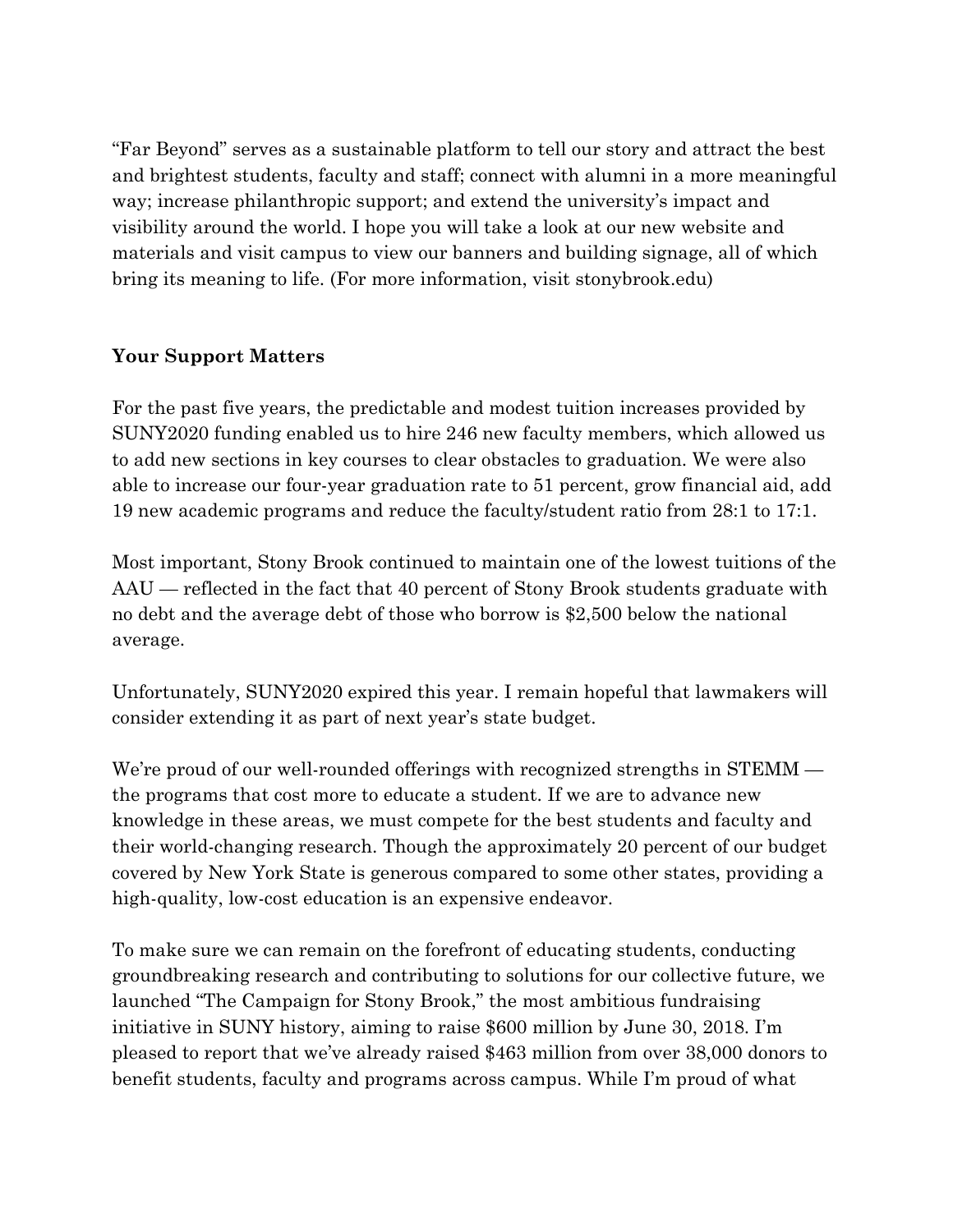"Far Beyond" serves as a sustainable platform to tell our story and attract the best and brightest students, faculty and staff; connect with alumni in a more meaningful way; increase philanthropic support; and extend the university's impact and visibility around the world. I hope you will take a look at our new website and materials and visit campus to view our banners and building signage, all of which bring its meaning to life. (For more information, visit stonybrook.edu)

**Your Support Matters**

For the past five years, the predictable and modest tuition increases provided by SUNY2020 funding enabled us to hire 246 new faculty members, which allowed us to add new sections in key courses to clear obstacles to graduation. We were also able to increase our four-year graduation rate to 51 percent, grow financial aid, add 19 new academic programs and reduce the faculty/student ratio from 28:1 to 17:1.

Most important, Stony Brook continued to maintain one of the lowest tuitions of the AAU — reflected in the fact that 40 percent of Stony Brook students graduate with no debt and the average debt of those who borrow is $2,500 below the national average.

Unfortunately, SUNY2020 expired this year. I remain hopeful that lawmakers will consider extending it as part of next year's state budget.

We're proud of our well-rounded offerings with recognized strengths in STEMM — the programs that cost more to educate a student. If we are to advance new knowledge in these areas, we must compete for the best students and faculty and their world-changing research. Though the approximately 20 percent of our budget covered by New York State is generous compared to some other states, providing a high-quality, low-cost education is an expensive endeavor.

To make sure we can remain on the forefront of educating students, conducting groundbreaking research and contributing to solutions for our collective future, we launched "The Campaign for Stony Brook," the most ambitious fundraising initiative in SUNY history, aiming to raise $600 million by June 30, 2018. I'm pleased to report that we've already raised $463 million from over 38,000 donors to benefit students, faculty and programs across campus. While I'm proud of what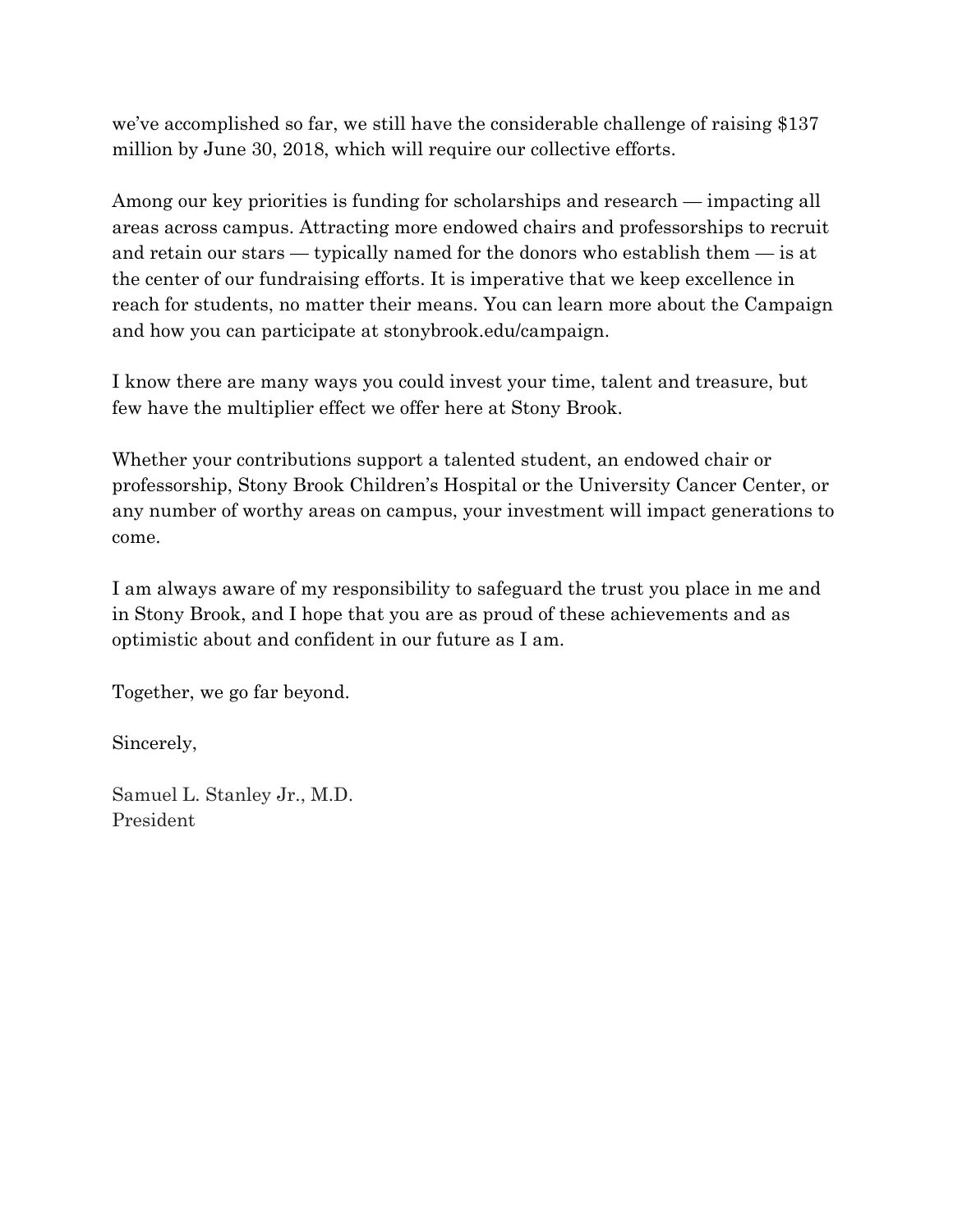we’ve accomplished so far, we still have the considerable challenge of raising $137 million by June 30, 2018, which will require our collective efforts.

Among our key priorities is funding for scholarships and research — impacting all areas across campus. Attracting more endowed chairs and professorships to recruit and retain our stars — typically named for the donors who establish them — is at the center of our fundraising efforts. It is imperative that we keep excellence in reach for students, no matter their means. You can learn more about the Campaign and how you can participate at stonybrook.edu/campaign.

I know there are many ways you could invest your time, talent and treasure, but few have the multiplier effect we offer here at Stony Brook.

Whether your contributions support a talented student, an endowed chair or professorship, Stony Brook Children’s Hospital or the University Cancer Center, or any number of worthy areas on campus, your investment will impact generations to come.

I am always aware of my responsibility to safeguard the trust you place in me and in Stony Brook, and I hope that you are as proud of these achievements and as optimistic about and confident in our future as I am.

Together, we go far beyond.

Sincerely,

Samuel L. Stanley Jr., M.D.
President